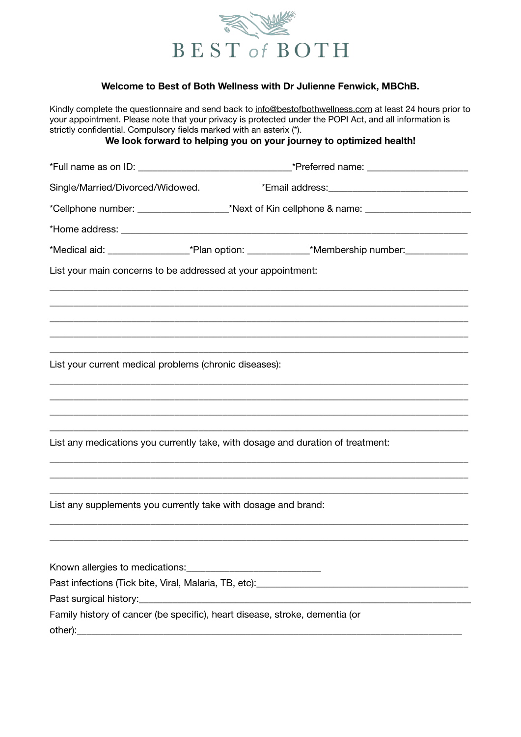# BEST of BOTH

**Welcome to Best of Both Wellness with Dr Julienne Fenwick, MBChB.**

Kindly complete the questionnaire and send back to info@bestofbothwellness.com at least 24 hours prior to your appointment. Please note that your privacy is protected under the POPI Act, and all information is strictly confidential. Compulsory fields marked with an asterix (*).

**We look forward to helping you on your journey to optimized health!**

*Full name as on ID: ______________________________ *Preferred name: ____________________

Single/Married/Divorced/Widowed. *Email address: ___________________________

*Cellphone number: _________________ *Next of Kin cellphone & name: ____________________

*Home address: ________________________________________________________________________

*Medical aid: _______________ *Plan option: ___________ *Membership number: ____________

List your main concerns to be addressed at your appointment:

________________________________________________________________________________

________________________________________________________________________________

________________________________________________________________________________

________________________________________________________________________________

________________________________________________________________________________

List your current medical problems (chronic diseases):

________________________________________________________________________________

________________________________________________________________________________

________________________________________________________________________________

________________________________________________________________________________

List any medications you currently take, with dosage and duration of treatment:

________________________________________________________________________________

________________________________________________________________________________

________________________________________________________________________________

List any supplements you currently take with dosage and brand:

________________________________________________________________________________

________________________________________________________________________________

Known allergies to medications: __________________________

Past infections (Tick bite, Viral, Malaria, TB, etc): ________________________________________

Past surgical history: ______________________________________________________________

Family history of cancer (be specific), heart disease, stroke, dementia (or other): ______________________________________________________________________________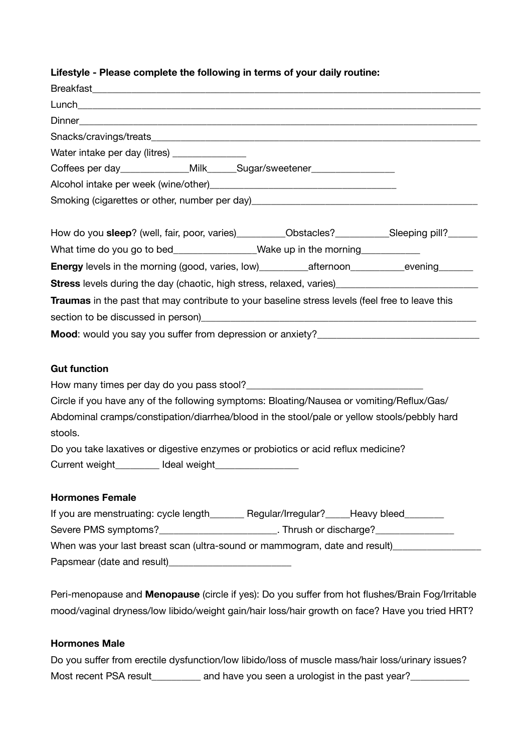**Lifestyle - Please complete the following in terms of your daily routine:**

Breakfast_______________________________________________________________________________

Lunch__________________________________________________________________________________

Dinner_________________________________________________________________________________

Snacks/cravings/treats___________________________________________________________________

Water intake per day (litres) ______________

Coffees per day_____________Milk_____Sugar/sweetener________________

Alcohol intake per week (wine/other)___________________________________

Smoking (cigarettes or other, number per day)____________________________________________

How do you **sleep**? (well, fair, poor, varies)_________Obstacles?__________Sleeping pill?______

What time do you go to bed________________Wake up in the morning___________

**Energy** levels in the morning (good, varies, low)_________afternoon__________evening_______

**Stress** levels during the day (chaotic, high stress, relaxed, varies)___________________________

**Traumas** in the past that may contribute to your baseline stress levels (feel free to leave this section to be discussed in person)_______________________________________________________

**Mood**: would you say you suffer from depression or anxiety?________________________________

**Gut function**

How many times per day do you pass stool?__________________________________

Circle if you have any of the following symptoms: Bloating/Nausea or vomiting/Reflux/Gas/Abdominal cramps/constipation/diarrhea/blood in the stool/pale or yellow stools/pebbly hard stools.

Do you take laxatives or digestive enzymes or probiotics or acid reflux medicine?

Current weight________ Ideal weight________________

**Hormones Female**

If you are menstruating: cycle length_______ Regular/Irregular?_____Heavy bleed_______

Severe PMS symptoms?______________________. Thrush or discharge?_______________

When was your last breast scan (ultra-sound or mammogram, date and result)_________________

Papsmear (date and result)________________________

Peri-menopause and **Menopause** (circle if yes): Do you suffer from hot flushes/Brain Fog/Irritable mood/vaginal dryness/low libido/weight gain/hair loss/hair growth on face? Have you tried HRT?

**Hormones Male**

Do you suffer from erectile dysfunction/low libido/loss of muscle mass/hair loss/urinary issues?

Most recent PSA result_________ and have you seen a urologist in the past year?___________